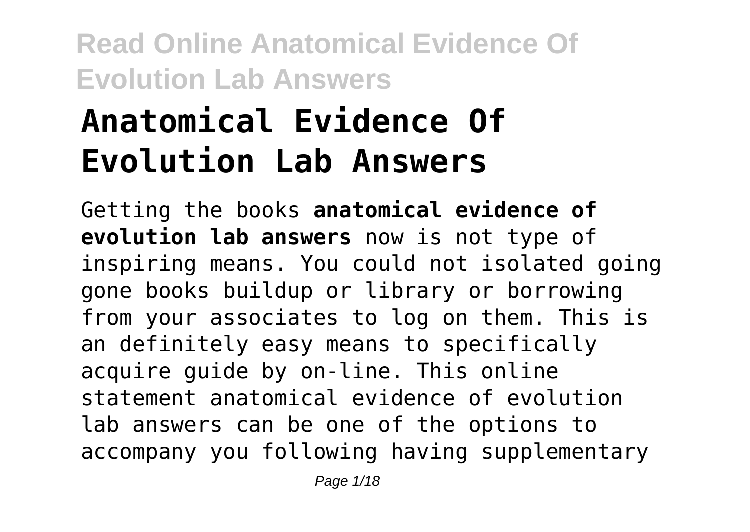# Anatomical Evidence Of Evolution Lab Answers

Getting the books **anatomical evidence of evolution lab answers** now is not type of inspiring means. You could not isolated going gone books buildup or library or borrowing from your associates to log on them. This is an definitely easy means to specifically acquire guide by on-line. This online statement anatomical evidence of evolution lab answers can be one of the options to accompany you following having supplementary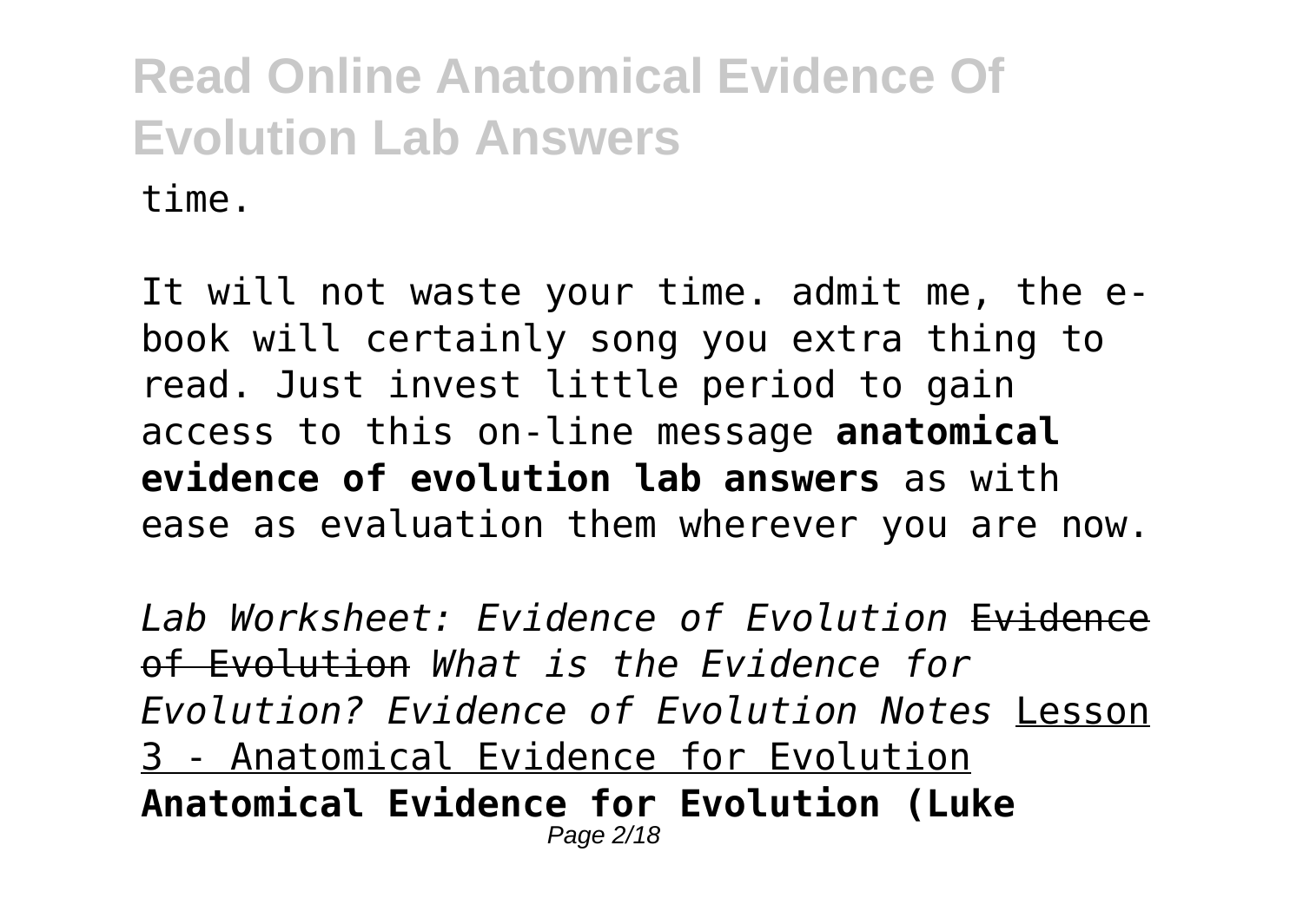time.

It will not waste your time. admit me, the e-book will certainly song you extra thing to read. Just invest little period to gain access to this on-line message **anatomical evidence of evolution lab answers** as with ease as evaluation them wherever you are now.

*Lab Worksheet: Evidence of Evolution* ~~Evidence of Evolution~~ *What is the Evidence for Evolution? Evidence of Evolution Notes* Lesson 3 - Anatomical Evidence for Evolution **Anatomical Evidence for Evolution (Luke**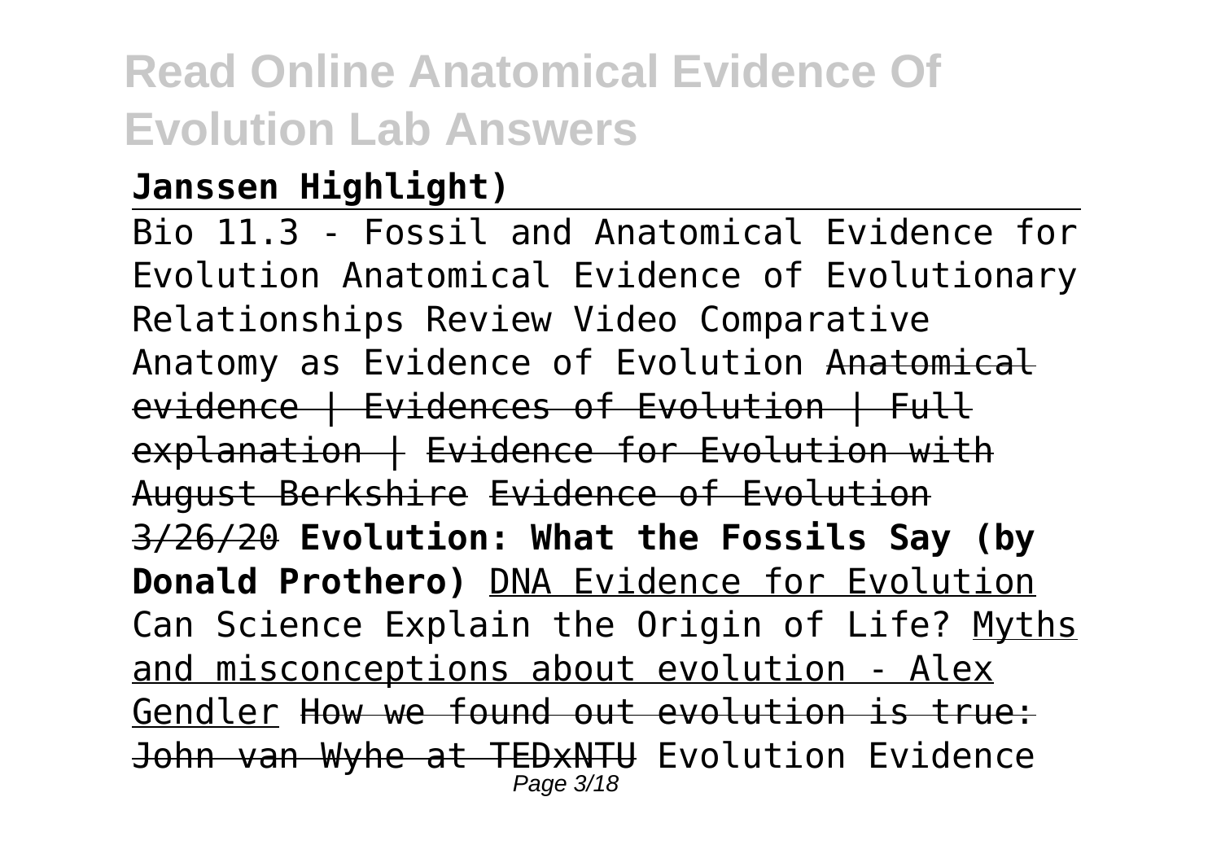**Janssen Highlight)**

Bio 11.3 - Fossil and Anatomical Evidence for Evolution Anatomical Evidence of Evolutionary Relationships Review Video Comparative Anatomy as Evidence of Evolution ~~Anatomical evidence | Evidences of Evolution | Full explanation |~~ ~~Evidence for Evolution with August Berkshire~~ ~~Evidence of Evolution 3/26/20~~ **Evolution: What the Fossils Say (by Donald Prothero)** DNA Evidence for Evolution Can Science Explain the Origin of Life? Myths and misconceptions about evolution - Alex Gendler ~~How we found out evolution is true: John van Wyhe at TEDxNTU~~ Evolution Evidence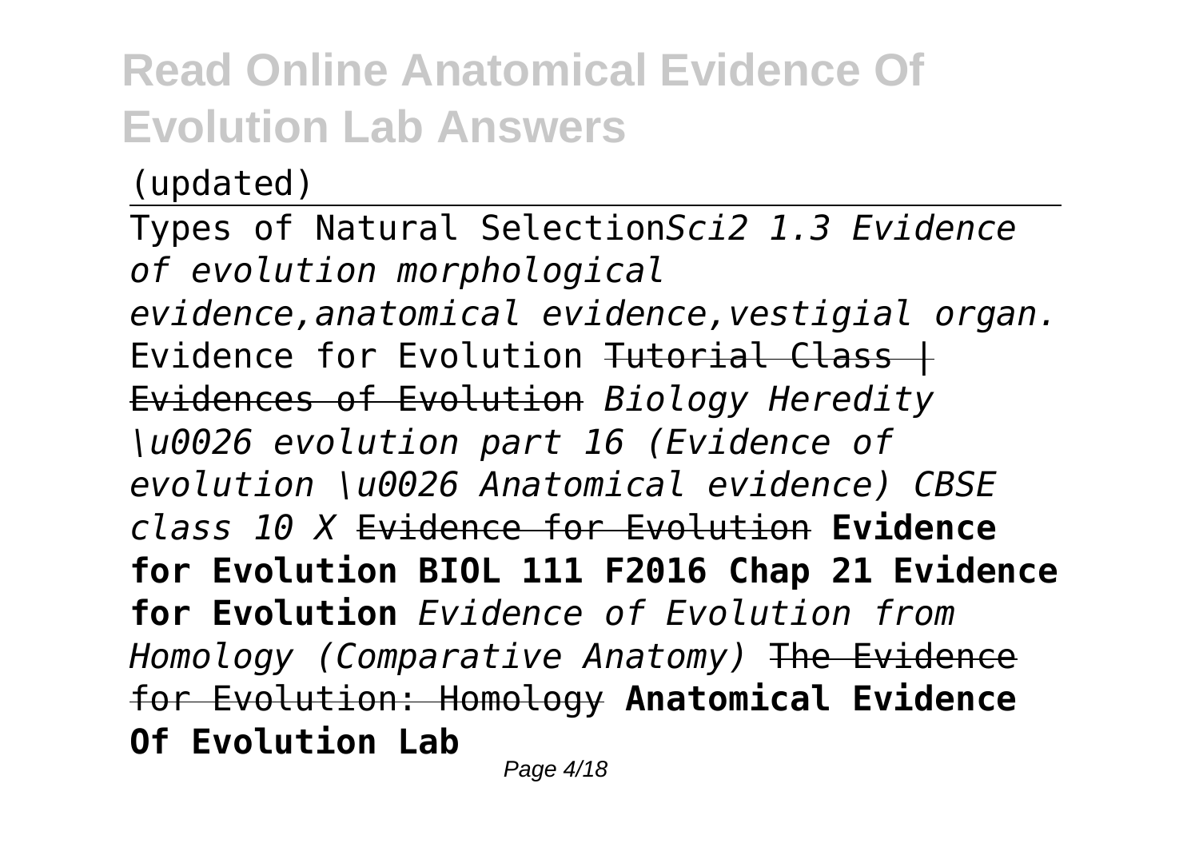(updated)

Types of Natural Selection*Sci2 1.3 Evidence of evolution morphological evidence,anatomical evidence,vestigial organ.* Evidence for Evolution ~~Tutorial Class | Evidences of Evolution~~ *Biology Heredity \u0026 evolution part 16 (Evidence of evolution \u0026 Anatomical evidence) CBSE class 10 X* ~~Evidence for Evolution~~ **Evidence for Evolution BIOL 111 F2016 Chap 21 Evidence for Evolution** *Evidence of Evolution from Homology (Comparative Anatomy)* ~~The Evidence for Evolution: Homology~~ **Anatomical Evidence Of Evolution Lab**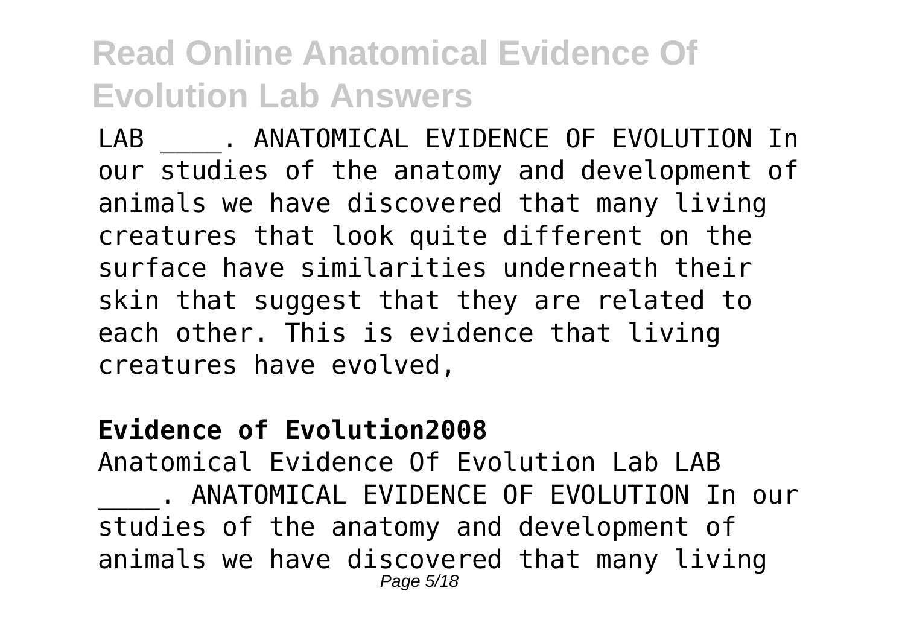LAB ____. ANATOMICAL EVIDENCE OF EVOLUTION In our studies of the anatomy and development of animals we have discovered that many living creatures that look quite different on the surface have similarities underneath their skin that suggest that they are related to each other. This is evidence that living creatures have evolved,

**Evidence of Evolution2008**

Anatomical Evidence Of Evolution Lab LAB ____. ANATOMICAL EVIDENCE OF EVOLUTION In our studies of the anatomy and development of animals we have discovered that many living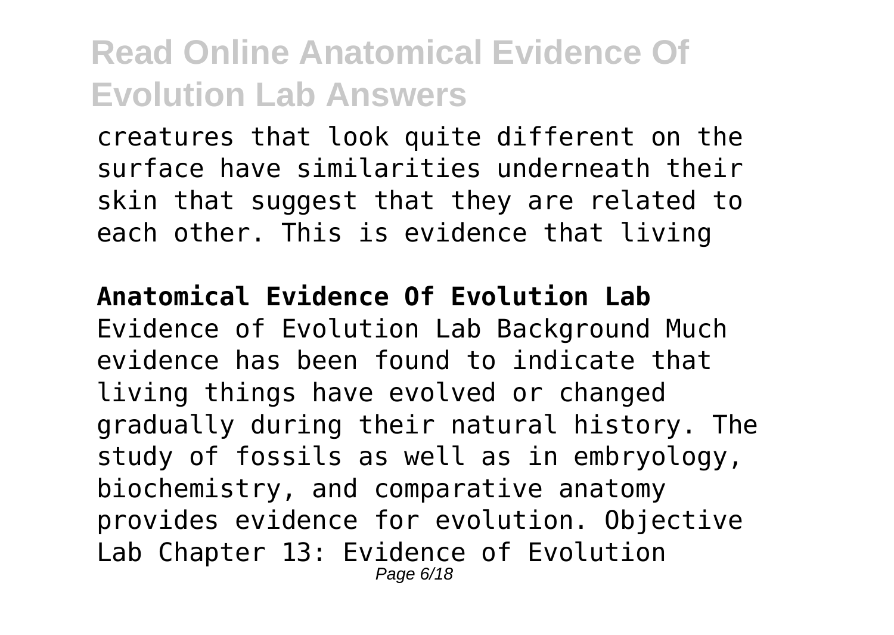creatures that look quite different on the surface have similarities underneath their skin that suggest that they are related to each other. This is evidence that living

**Anatomical Evidence Of Evolution Lab**

Evidence of Evolution Lab Background Much evidence has been found to indicate that living things have evolved or changed gradually during their natural history. The study of fossils as well as in embryology, biochemistry, and comparative anatomy provides evidence for evolution. Objective Lab Chapter 13: Evidence of Evolution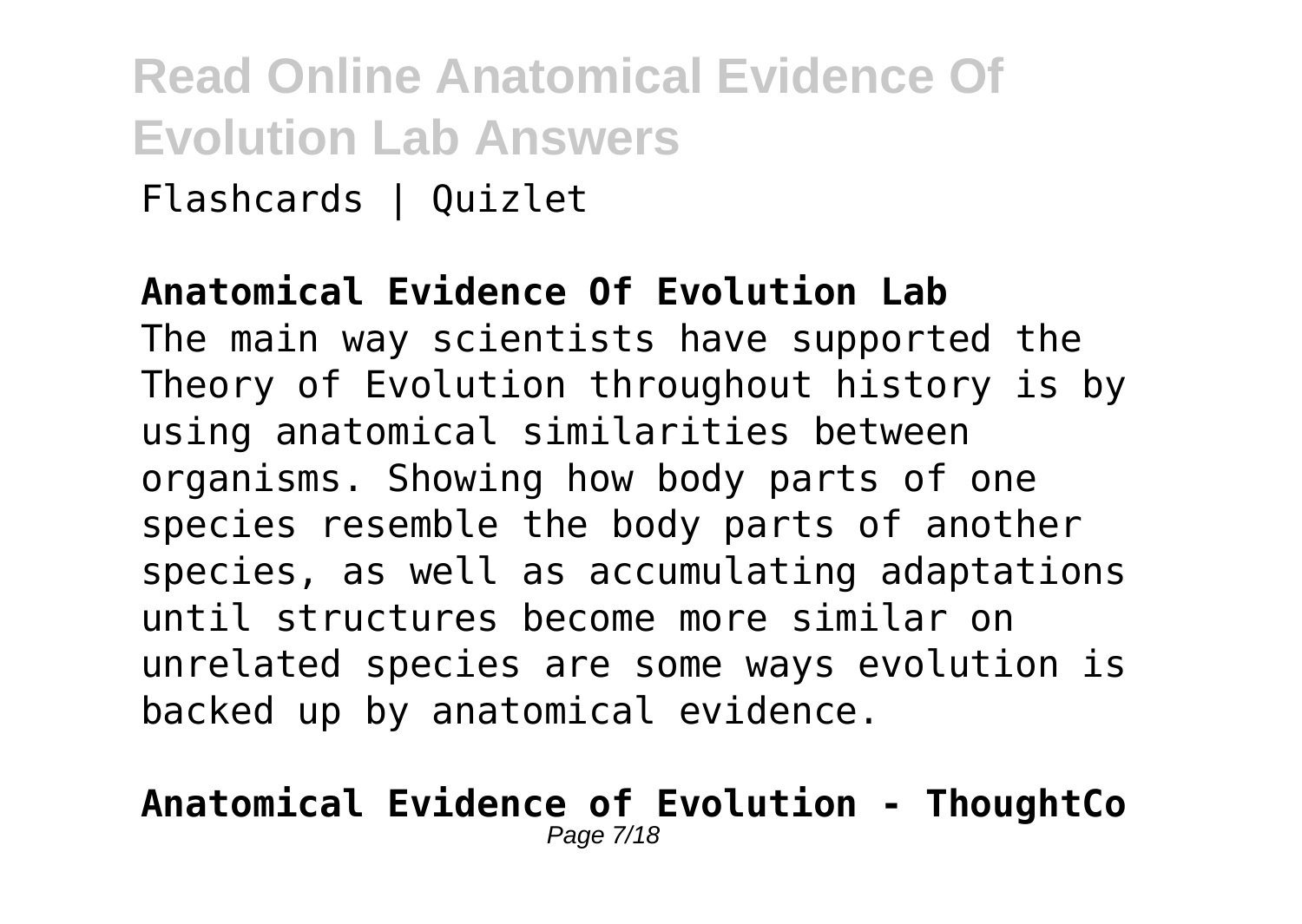Flashcards | Quizlet

**Anatomical Evidence Of Evolution Lab**

The main way scientists have supported the Theory of Evolution throughout history is by using anatomical similarities between organisms. Showing how body parts of one species resemble the body parts of another species, as well as accumulating adaptations until structures become more similar on unrelated species are some ways evolution is backed up by anatomical evidence.

**Anatomical Evidence of Evolution - ThoughtCo**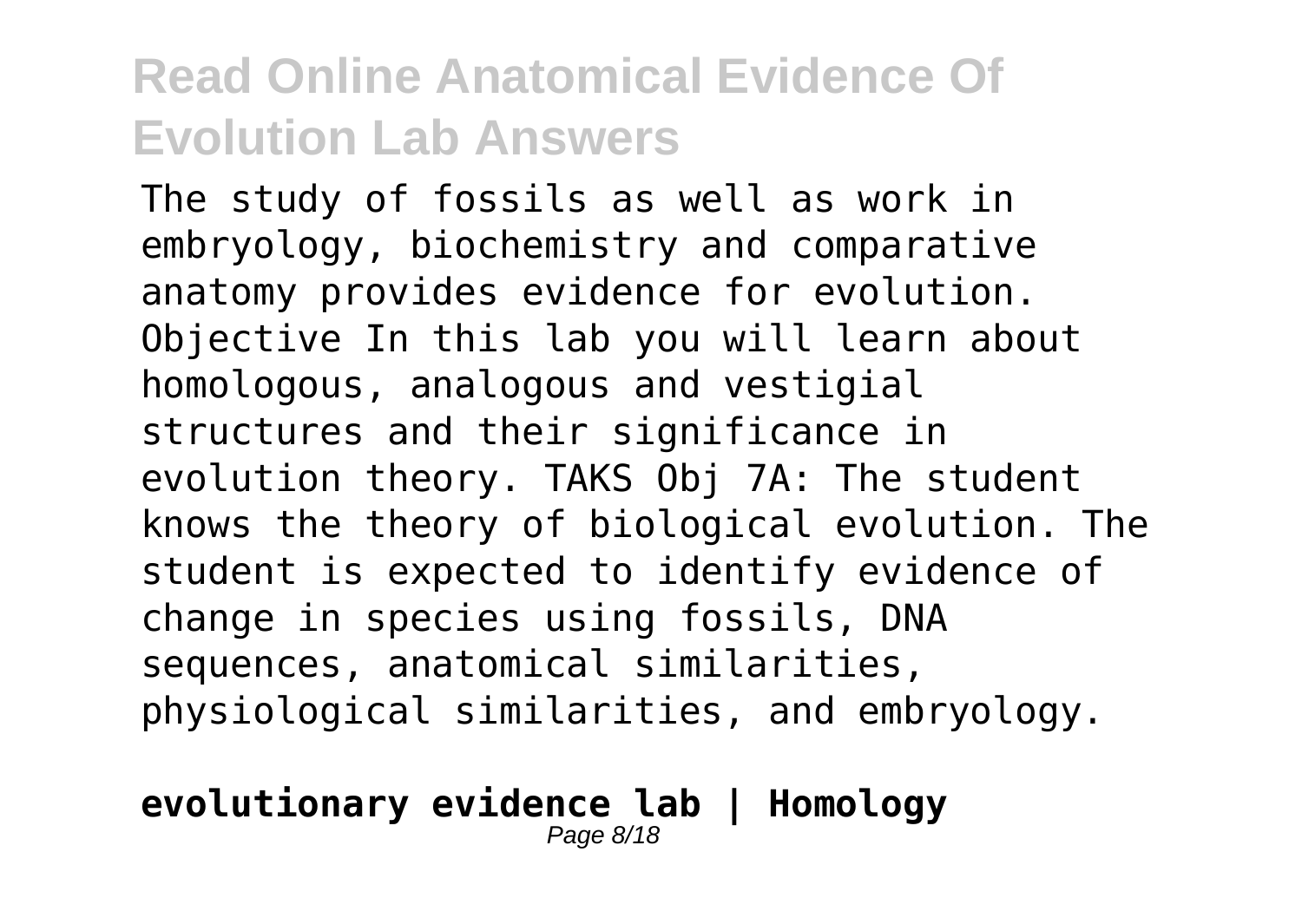## Read Online Anatomical Evidence Of Evolution Lab Answers

The study of fossils as well as work in embryology, biochemistry and comparative anatomy provides evidence for evolution. Objective In this lab you will learn about homologous, analogous and vestigial structures and their significance in evolution theory. TAKS Obj 7A: The student knows the theory of biological evolution. The student is expected to identify evidence of change in species using fossils, DNA sequences, anatomical similarities, physiological similarities, and embryology.

**evolutionary evidence lab | Homology**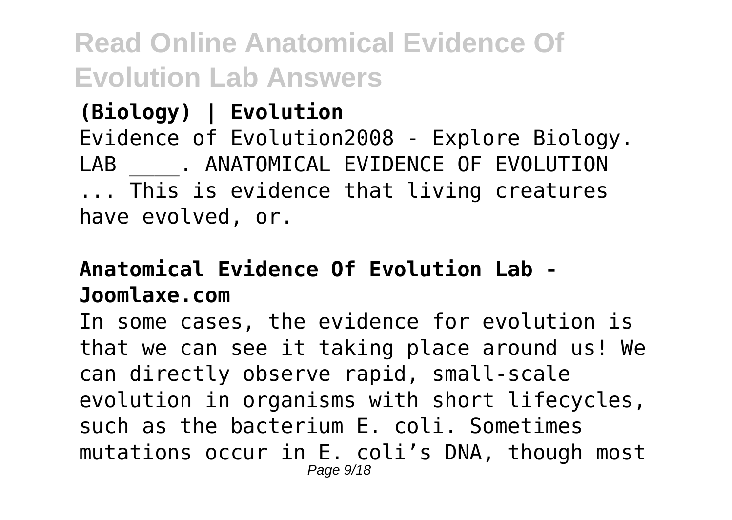**(Biology) | Evolution**

Evidence of Evolution2008 - Explore Biology. LAB ____. ANATOMICAL EVIDENCE OF EVOLUTION ... This is evidence that living creatures have evolved, or.

**Anatomical Evidence Of Evolution Lab - Joomlaxe.com**

In some cases, the evidence for evolution is that we can see it taking place around us! We can directly observe rapid, small-scale evolution in organisms with short lifecycles, such as the bacterium E. coli. Sometimes mutations occur in E. coli's DNA, though most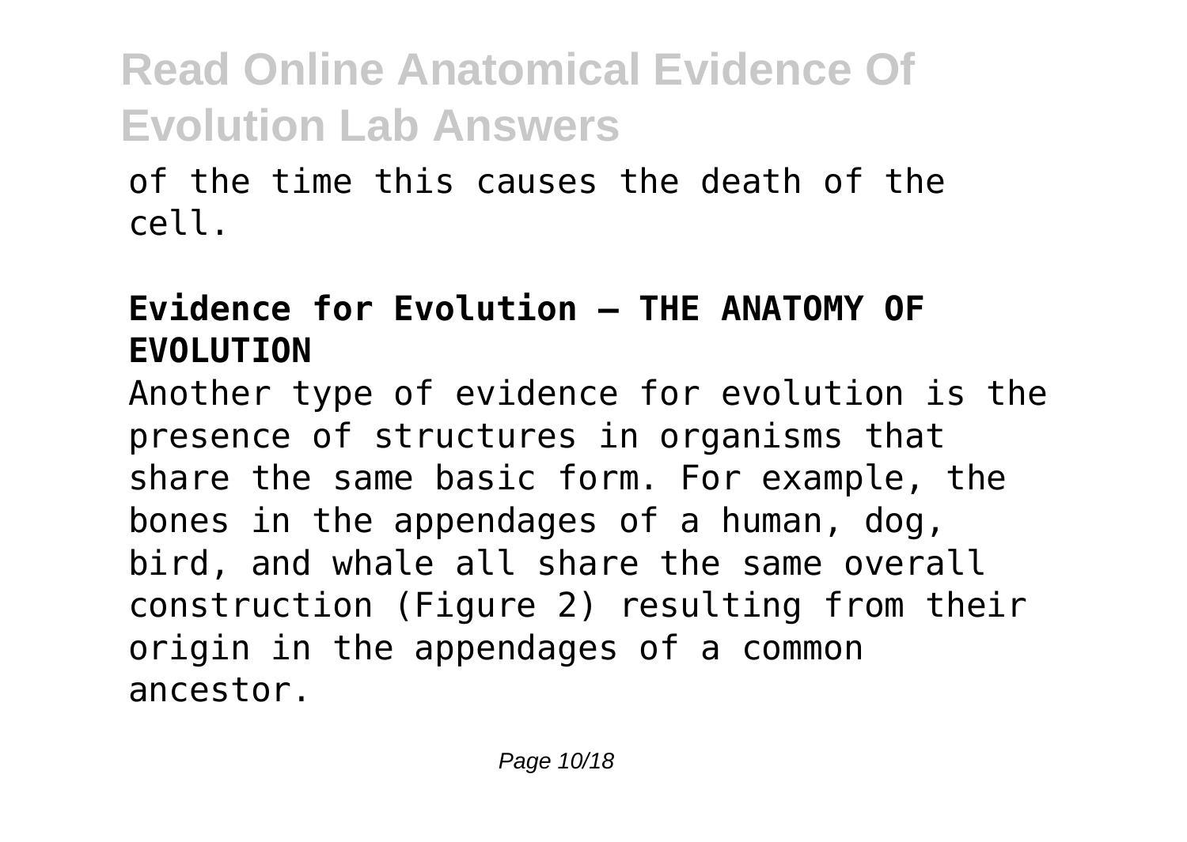of the time this causes the death of the cell.

**Evidence for Evolution – THE ANATOMY OF EVOLUTION**

Another type of evidence for evolution is the presence of structures in organisms that share the same basic form. For example, the bones in the appendages of a human, dog, bird, and whale all share the same overall construction (Figure 2) resulting from their origin in the appendages of a common ancestor.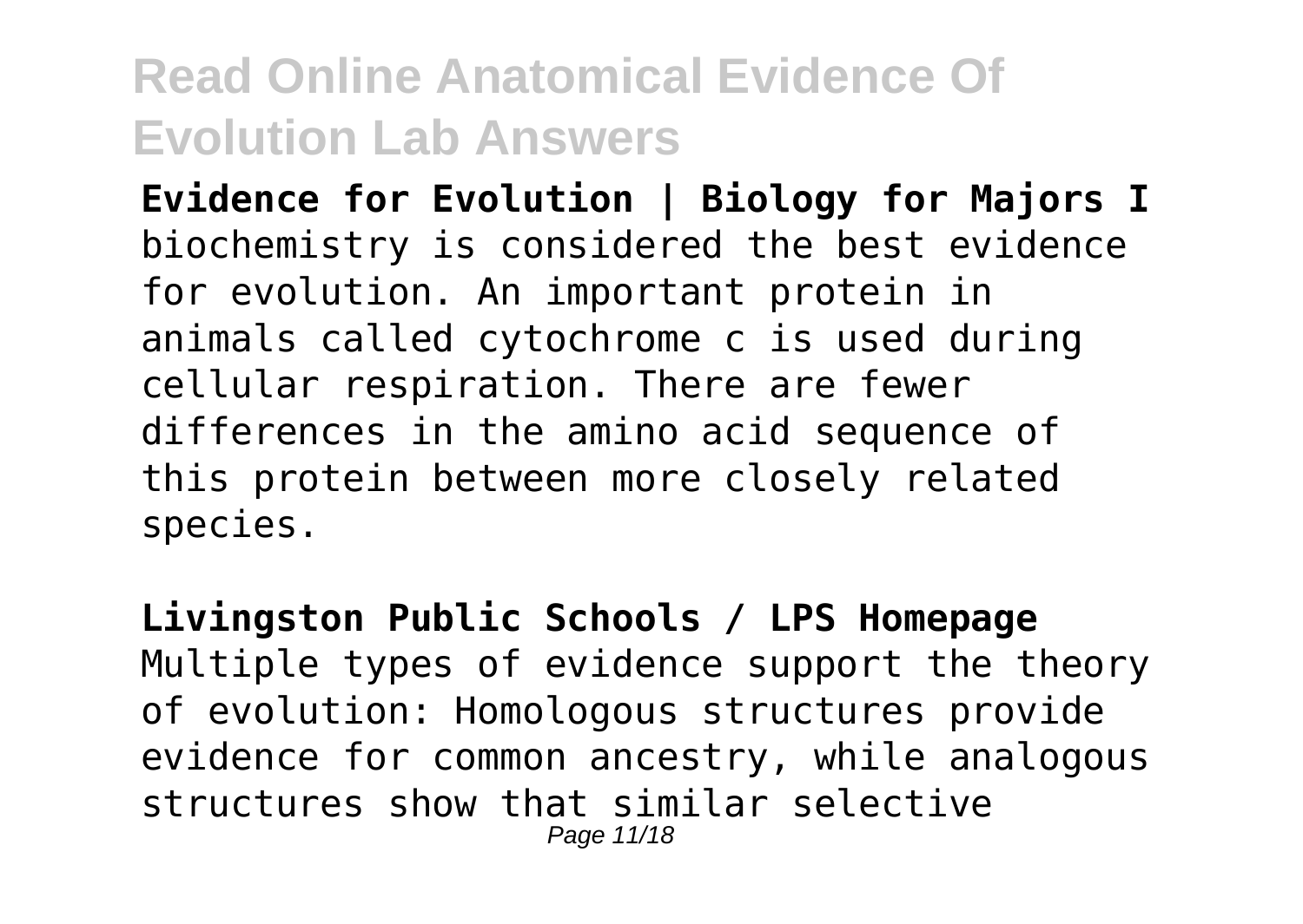## Read Online Anatomical Evidence Of Evolution Lab Answers

**Evidence for Evolution | Biology for Majors I**
biochemistry is considered the best evidence for evolution. An important protein in animals called cytochrome c is used during cellular respiration. There are fewer differences in the amino acid sequence of this protein between more closely related species.

**Livingston Public Schools / LPS Homepage**
Multiple types of evidence support the theory of evolution: Homologous structures provide evidence for common ancestry, while analogous structures show that similar selective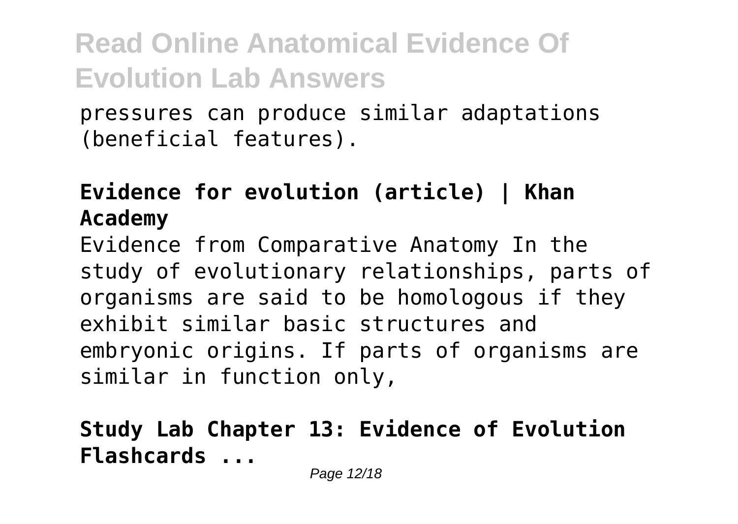pressures can produce similar adaptations (beneficial features).

**Evidence for evolution (article) | Khan Academy**

Evidence from Comparative Anatomy In the study of evolutionary relationships, parts of organisms are said to be homologous if they exhibit similar basic structures and embryonic origins. If parts of organisms are similar in function only,

**Study Lab Chapter 13: Evidence of Evolution Flashcards ...**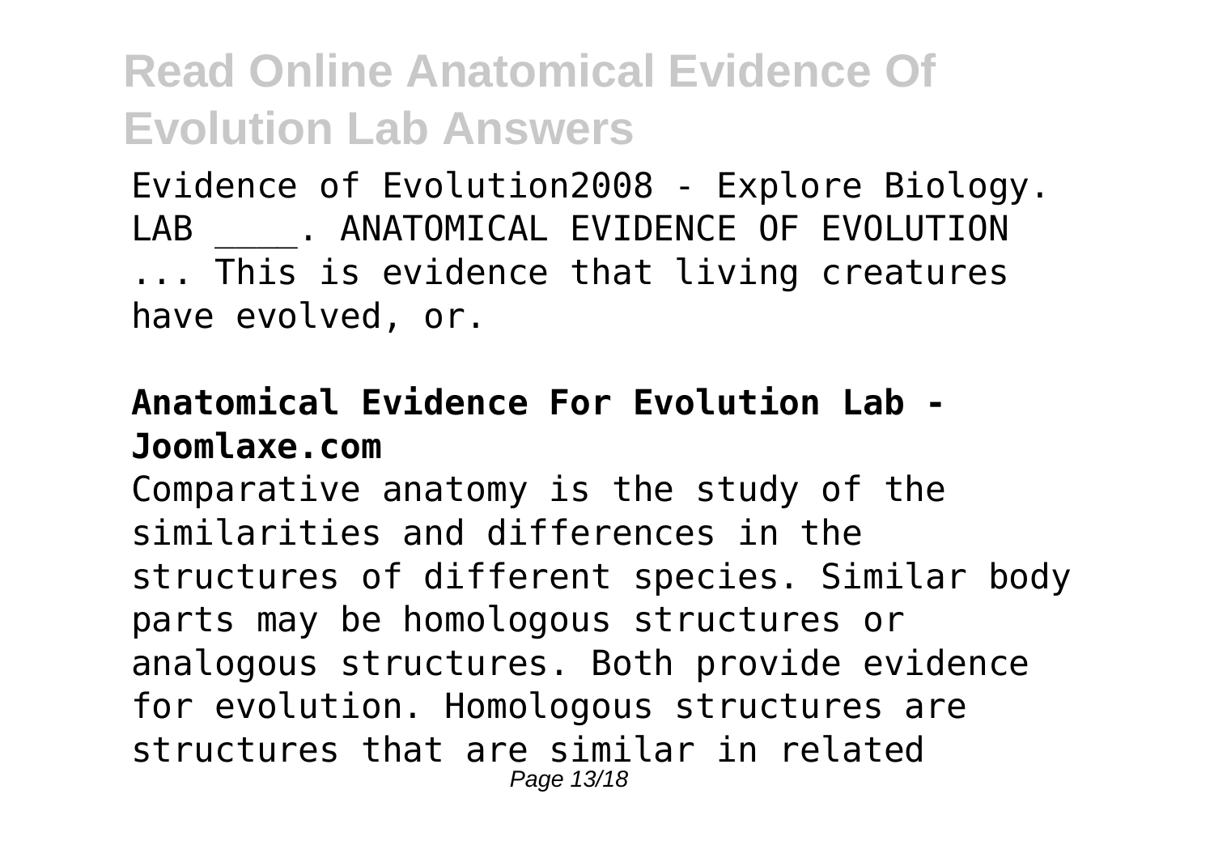Evidence of Evolution2008 - Explore Biology. LAB ____. ANATOMICAL EVIDENCE OF EVOLUTION ... This is evidence that living creatures have evolved, or.

**Anatomical Evidence For Evolution Lab - Joomlaxe.com**

Comparative anatomy is the study of the similarities and differences in the structures of different species. Similar body parts may be homologous structures or analogous structures. Both provide evidence for evolution. Homologous structures are structures that are similar in related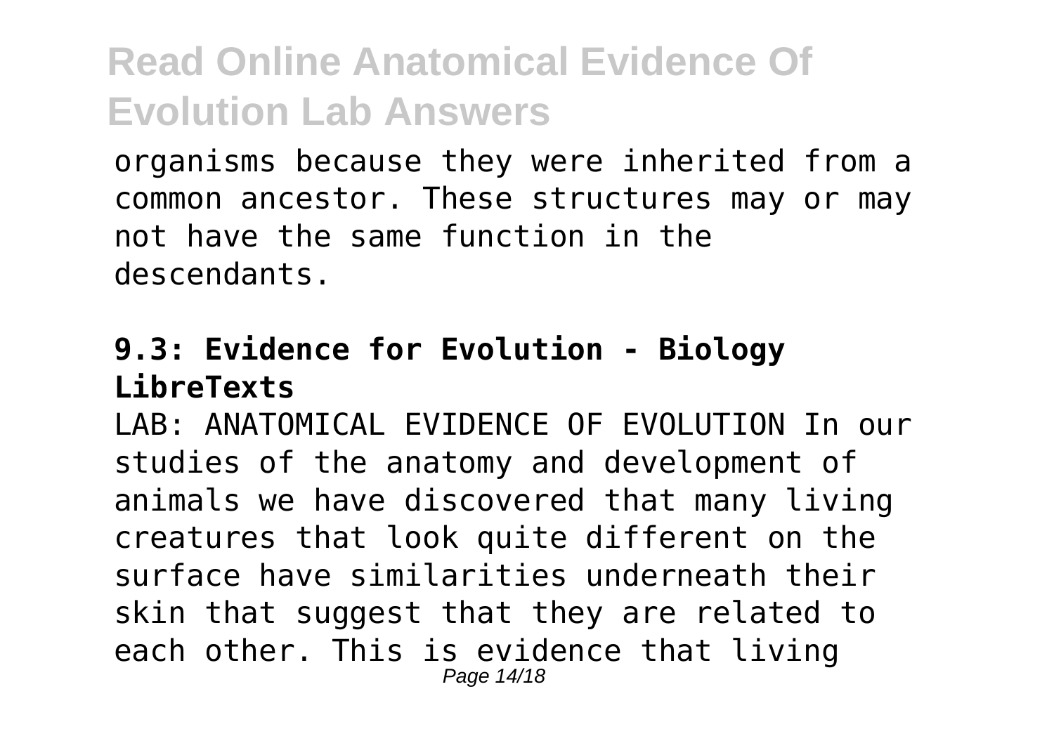organisms because they were inherited from a common ancestor. These structures may or may not have the same function in the descendants.

### 9.3: Evidence for Evolution - Biology LibreTexts

LAB: ANATOMICAL EVIDENCE OF EVOLUTION In our studies of the anatomy and development of animals we have discovered that many living creatures that look quite different on the surface have similarities underneath their skin that suggest that they are related to each other. This is evidence that living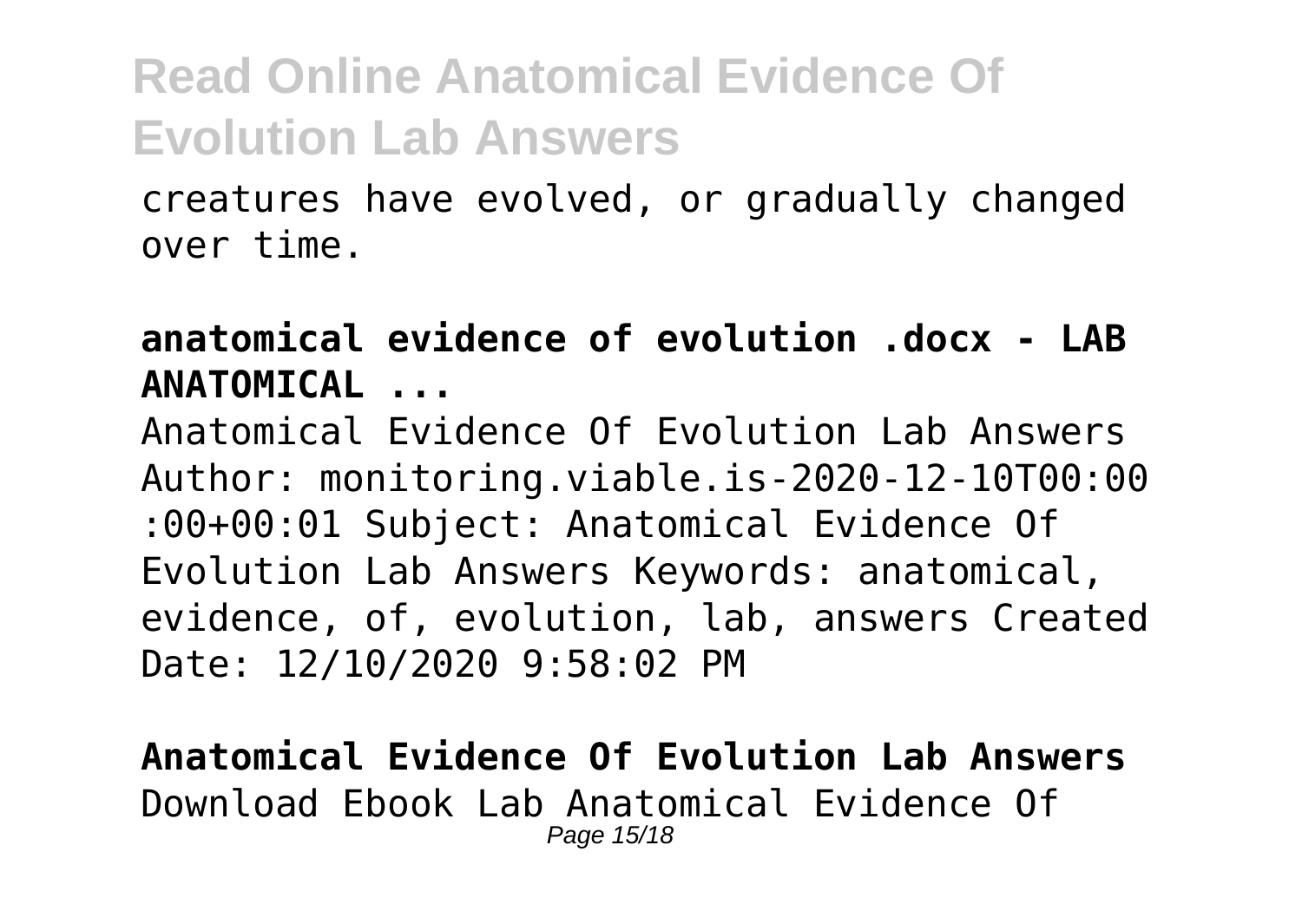creatures have evolved, or gradually changed over time.

**anatomical evidence of evolution .docx - LAB ANATOMICAL ...**

Anatomical Evidence Of Evolution Lab Answers Author: monitoring.viable.is-2020-12-10T00:00:00+00:01 Subject: Anatomical Evidence Of Evolution Lab Answers Keywords: anatomical, evidence, of, evolution, lab, answers Created Date: 12/10/2020 9:58:02 PM

**Anatomical Evidence Of Evolution Lab Answers**

Download Ebook Lab Anatomical Evidence Of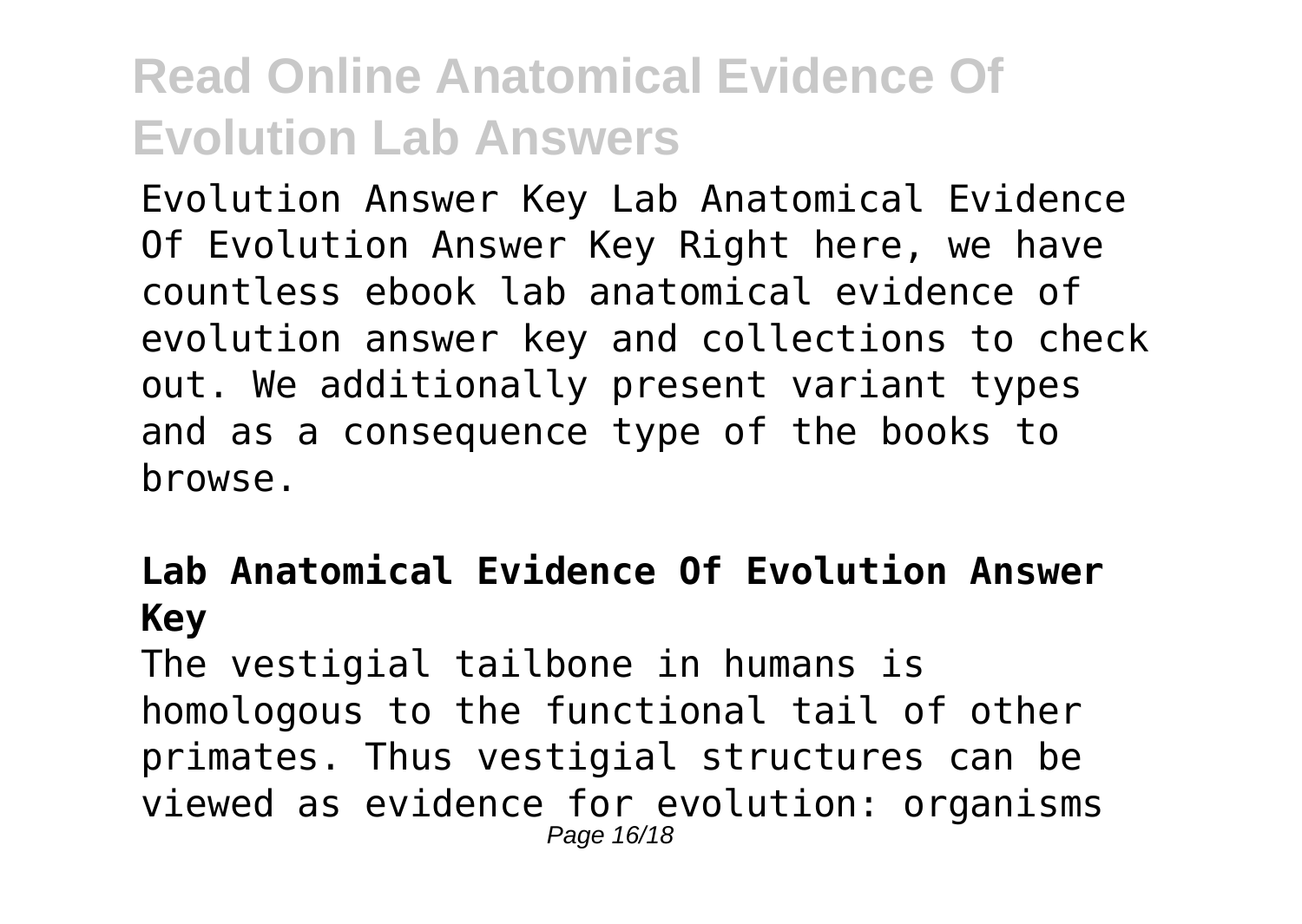Evolution Answer Key Lab Anatomical Evidence Of Evolution Answer Key Right here, we have countless ebook lab anatomical evidence of evolution answer key and collections to check out. We additionally present variant types and as a consequence type of the books to browse.

## Lab Anatomical Evidence Of Evolution Answer Key

The vestigial tailbone in humans is homologous to the functional tail of other primates. Thus vestigial structures can be viewed as evidence for evolution: organisms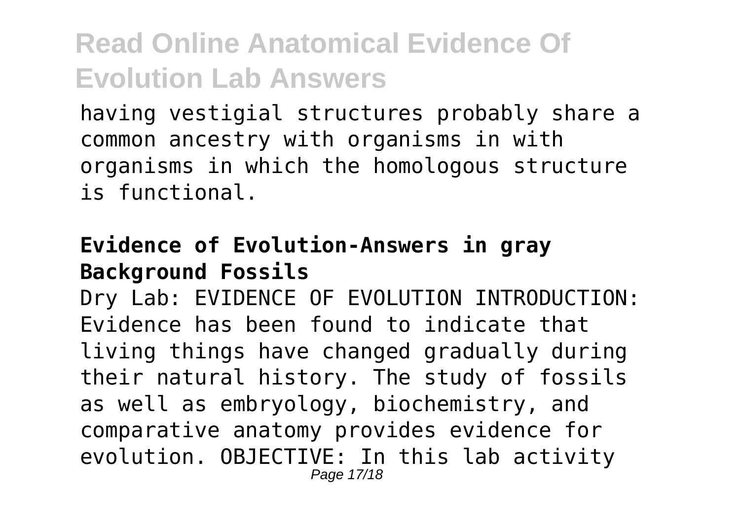having vestigial structures probably share a common ancestry with organisms in with organisms in which the homologous structure is functional.

**Evidence of Evolution-Answers in gray Background Fossils**

Dry Lab: EVIDENCE OF EVOLUTION INTRODUCTION: Evidence has been found to indicate that living things have changed gradually during their natural history. The study of fossils as well as embryology, biochemistry, and comparative anatomy provides evidence for evolution. OBJECTIVE: In this lab activity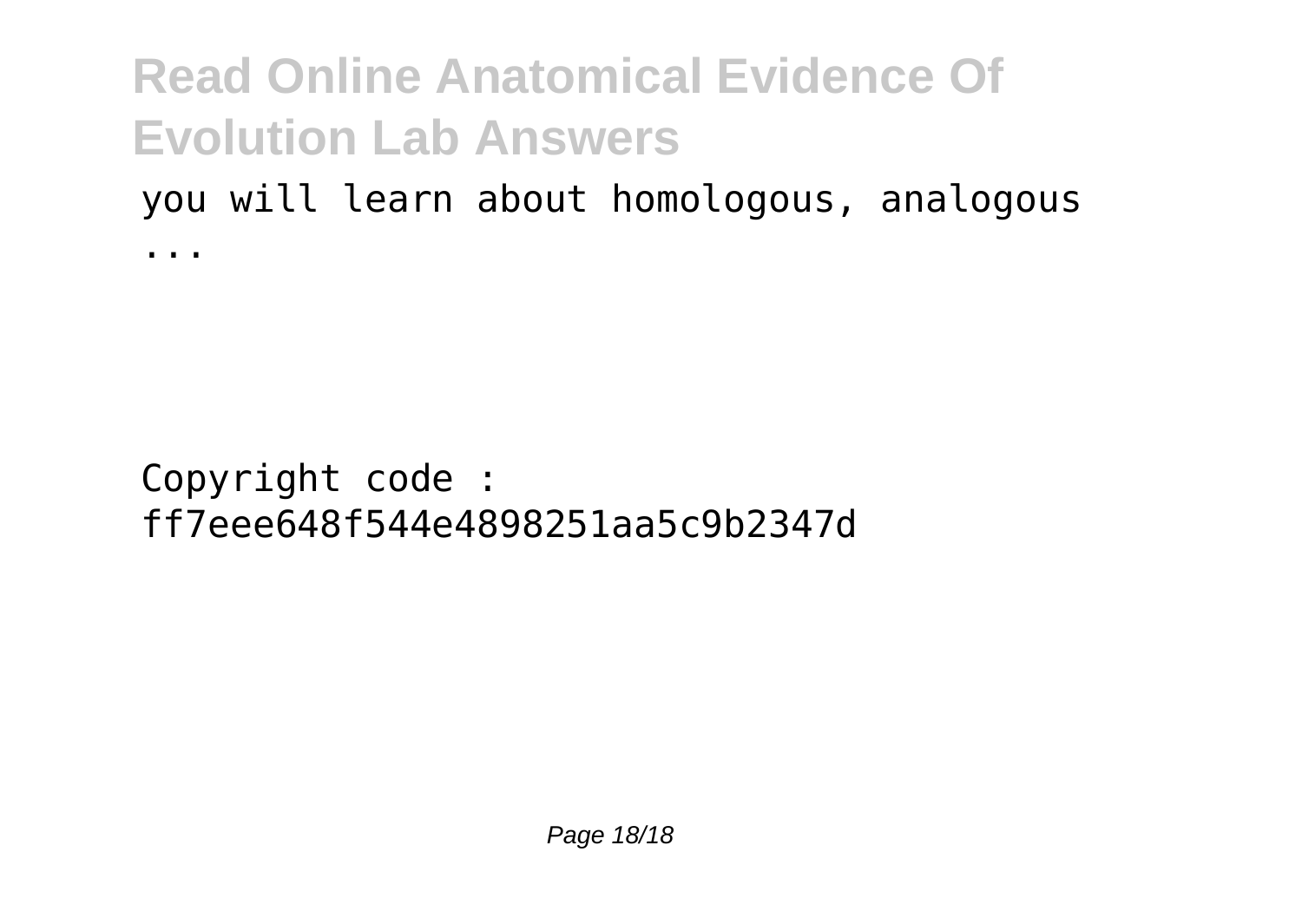you will learn about homologous, analogous ...

Copyright code : ff7eee648f544e4898251aa5c9b2347d